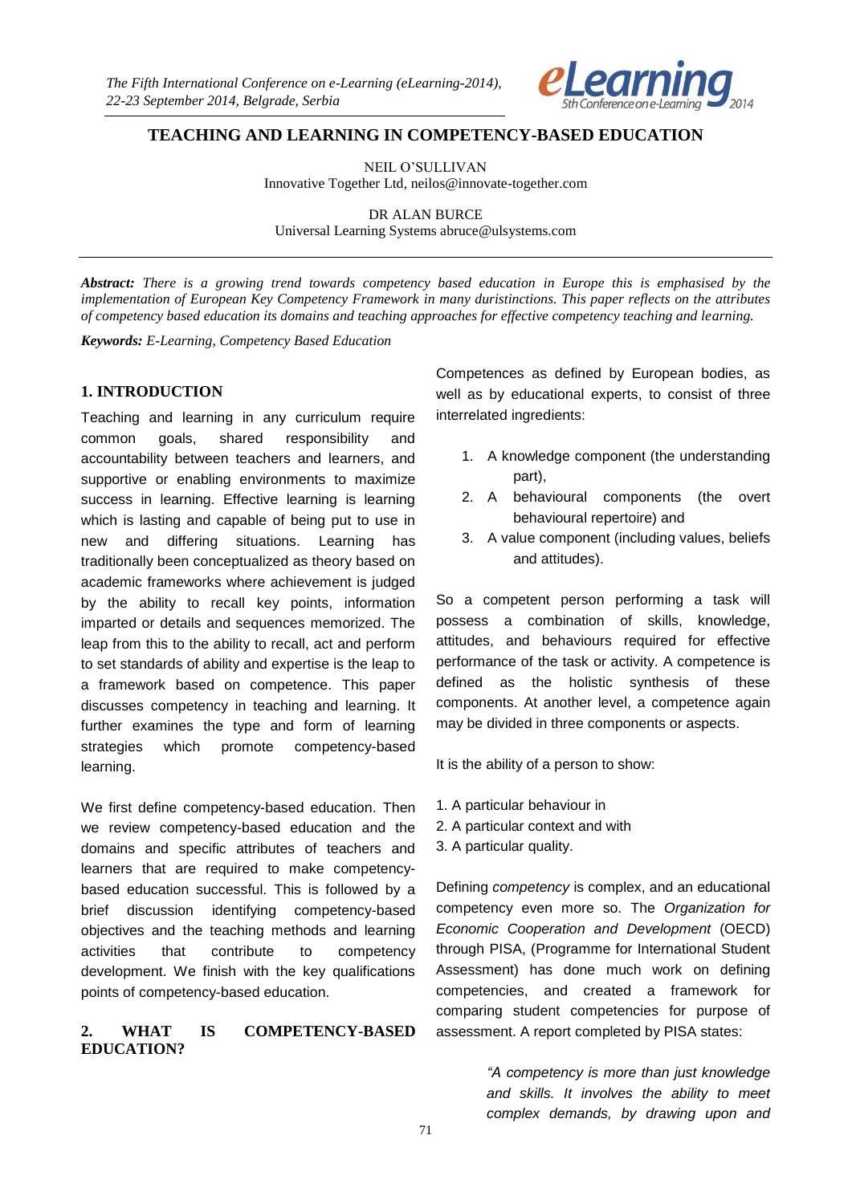# TEACHING AND LEARNING IN COMPETENCY-BASED EDUCATION

NEIL O'SULLIVAN
Innovative Together Ltd, neilos@innovate-together.com

DR ALAN BURCE
Universal Learning Systems abruce@ulsystems.com

***Abstract:*** *There is a growing trend towards competency based education in Europe this is emphasised by the implementation of European Key Competency Framework in many duristinctions. This paper reflects on the attributes of competency based education its domains and teaching approaches for effective competency teaching and learning.*

***Keywords:*** *E-Learning, Competency Based Education*

## 1. INTRODUCTION

Teaching and learning in any curriculum require common goals, shared responsibility and accountability between teachers and learners, and supportive or enabling environments to maximize success in learning. Effective learning is learning which is lasting and capable of being put to use in new and differing situations. Learning has traditionally been conceptualized as theory based on academic frameworks where achievement is judged by the ability to recall key points, information imparted or details and sequences memorized. The leap from this to the ability to recall, act and perform to set standards of ability and expertise is the leap to a framework based on competence. This paper discusses competency in teaching and learning. It further examines the type and form of learning strategies which promote competency-based learning.

We first define competency-based education. Then we review competency-based education and the domains and specific attributes of teachers and learners that are required to make competency-based education successful. This is followed by a brief discussion identifying competency-based objectives and the teaching methods and learning activities that contribute to competency development. We finish with the key qualifications points of competency-based education.

## 2. WHAT IS COMPETENCY-BASED EDUCATION?

Competences as defined by European bodies, as well as by educational experts, to consist of three interrelated ingredients:

1. A knowledge component (the understanding part),
2. A behavioural components (the overt behavioural repertoire) and
3. A value component (including values, beliefs and attitudes).

So a competent person performing a task will possess a combination of skills, knowledge, attitudes, and behaviours required for effective performance of the task or activity. A competence is defined as the holistic synthesis of these components. At another level, a competence again may be divided in three components or aspects.

It is the ability of a person to show:

1. A particular behaviour in
2. A particular context and with
3. A particular quality.

Defining *competency* is complex, and an educational competency even more so. The *Organization for Economic Cooperation and Development* (OECD) through PISA, (Programme for International Student Assessment) has done much work on defining competencies, and created a framework for comparing student competencies for purpose of assessment. A report completed by PISA states:

> *"A competency is more than just knowledge and skills. It involves the ability to meet complex demands, by drawing upon and*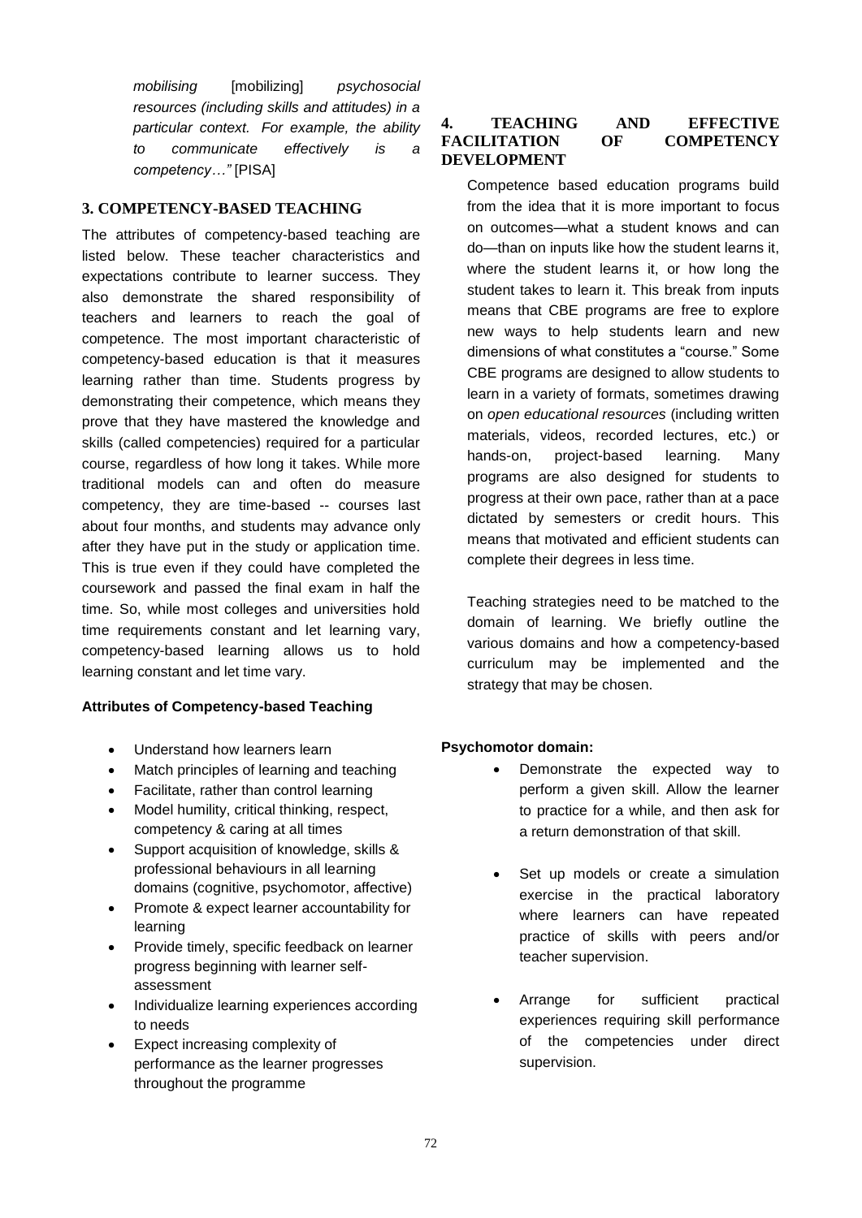*mobilising* [mobilizing] *psychosocial resources (including skills and attitudes) in a particular context. For example, the ability to communicate effectively is a competency…"* [PISA]

## 3. COMPETENCY-BASED TEACHING

The attributes of competency-based teaching are listed below. These teacher characteristics and expectations contribute to learner success. They also demonstrate the shared responsibility of teachers and learners to reach the goal of competence. The most important characteristic of competency-based education is that it measures learning rather than time. Students progress by demonstrating their competence, which means they prove that they have mastered the knowledge and skills (called competencies) required for a particular course, regardless of how long it takes. While more traditional models can and often do measure competency, they are time-based -- courses last about four months, and students may advance only after they have put in the study or application time. This is true even if they could have completed the coursework and passed the final exam in half the time. So, while most colleges and universities hold time requirements constant and let learning vary, competency-based learning allows us to hold learning constant and let time vary.

**Attributes of Competency-based Teaching**

- Understand how learners learn
- Match principles of learning and teaching
- Facilitate, rather than control learning
- Model humility, critical thinking, respect, competency & caring at all times
- Support acquisition of knowledge, skills & professional behaviours in all learning domains (cognitive, psychomotor, affective)
- Promote & expect learner accountability for learning
- Provide timely, specific feedback on learner progress beginning with learner self-assessment
- Individualize learning experiences according to needs
- Expect increasing complexity of performance as the learner progresses throughout the programme

## 4. TEACHING AND EFFECTIVE FACILITATION OF COMPETENCY DEVELOPMENT

Competence based education programs build from the idea that it is more important to focus on outcomes—what a student knows and can do—than on inputs like how the student learns it, where the student learns it, or how long the student takes to learn it. This break from inputs means that CBE programs are free to explore new ways to help students learn and new dimensions of what constitutes a "course." Some CBE programs are designed to allow students to learn in a variety of formats, sometimes drawing on *open educational resources* (including written materials, videos, recorded lectures, etc.) or hands-on, project-based learning. Many programs are also designed for students to progress at their own pace, rather than at a pace dictated by semesters or credit hours. This means that motivated and efficient students can complete their degrees in less time.

Teaching strategies need to be matched to the domain of learning. We briefly outline the various domains and how a competency-based curriculum may be implemented and the strategy that may be chosen.

**Psychomotor domain:**

- Demonstrate the expected way to perform a given skill. Allow the learner to practice for a while, and then ask for a return demonstration of that skill.
- Set up models or create a simulation exercise in the practical laboratory where learners can have repeated practice of skills with peers and/or teacher supervision.
- Arrange for sufficient practical experiences requiring skill performance of the competencies under direct supervision.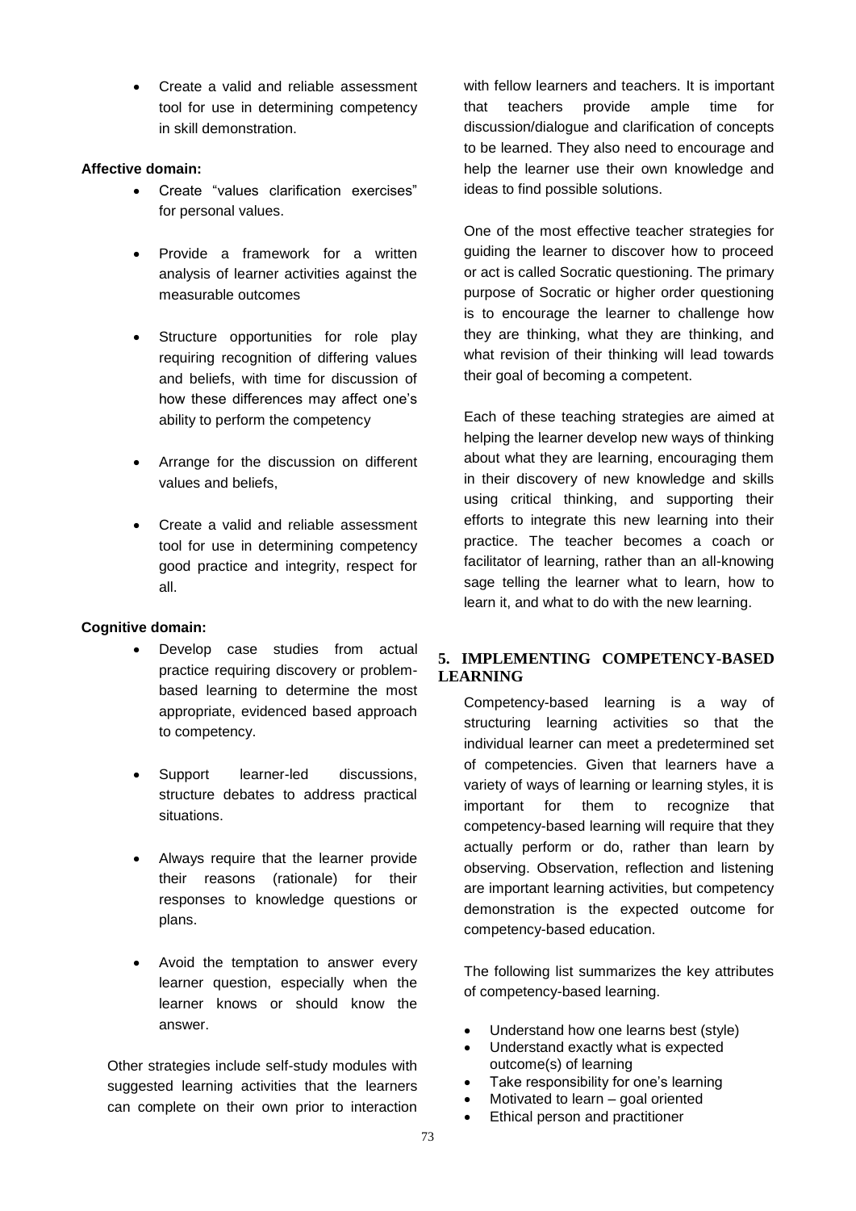- Create a valid and reliable assessment tool for use in determining competency in skill demonstration.

**Affective domain:**

- Create "values clarification exercises" for personal values.
- Provide a framework for a written analysis of learner activities against the measurable outcomes
- Structure opportunities for role play requiring recognition of differing values and beliefs, with time for discussion of how these differences may affect one's ability to perform the competency
- Arrange for the discussion on different values and beliefs,
- Create a valid and reliable assessment tool for use in determining competency good practice and integrity, respect for all.

**Cognitive domain:**

- Develop case studies from actual practice requiring discovery or problem-based learning to determine the most appropriate, evidenced based approach to competency.
- Support learner-led discussions, structure debates to address practical situations.
- Always require that the learner provide their reasons (rationale) for their responses to knowledge questions or plans.
- Avoid the temptation to answer every learner question, especially when the learner knows or should know the answer.

Other strategies include self-study modules with suggested learning activities that the learners can complete on their own prior to interaction with fellow learners and teachers. It is important that teachers provide ample time for discussion/dialogue and clarification of concepts to be learned. They also need to encourage and help the learner use their own knowledge and ideas to find possible solutions.

One of the most effective teacher strategies for guiding the learner to discover how to proceed or act is called Socratic questioning. The primary purpose of Socratic or higher order questioning is to encourage the learner to challenge how they are thinking, what they are thinking, and what revision of their thinking will lead towards their goal of becoming a competent.

Each of these teaching strategies are aimed at helping the learner develop new ways of thinking about what they are learning, encouraging them in their discovery of new knowledge and skills using critical thinking, and supporting their efforts to integrate this new learning into their practice. The teacher becomes a coach or facilitator of learning, rather than an all-knowing sage telling the learner what to learn, how to learn it, and what to do with the new learning.

## 5. IMPLEMENTING COMPETENCY-BASED LEARNING

Competency-based learning is a way of structuring learning activities so that the individual learner can meet a predetermined set of competencies. Given that learners have a variety of ways of learning or learning styles, it is important for them to recognize that competency-based learning will require that they actually perform or do, rather than learn by observing. Observation, reflection and listening are important learning activities, but competency demonstration is the expected outcome for competency-based education.

The following list summarizes the key attributes of competency-based learning.

- Understand how one learns best (style)
- Understand exactly what is expected outcome(s) of learning
- Take responsibility for one's learning
- Motivated to learn – goal oriented
- Ethical person and practitioner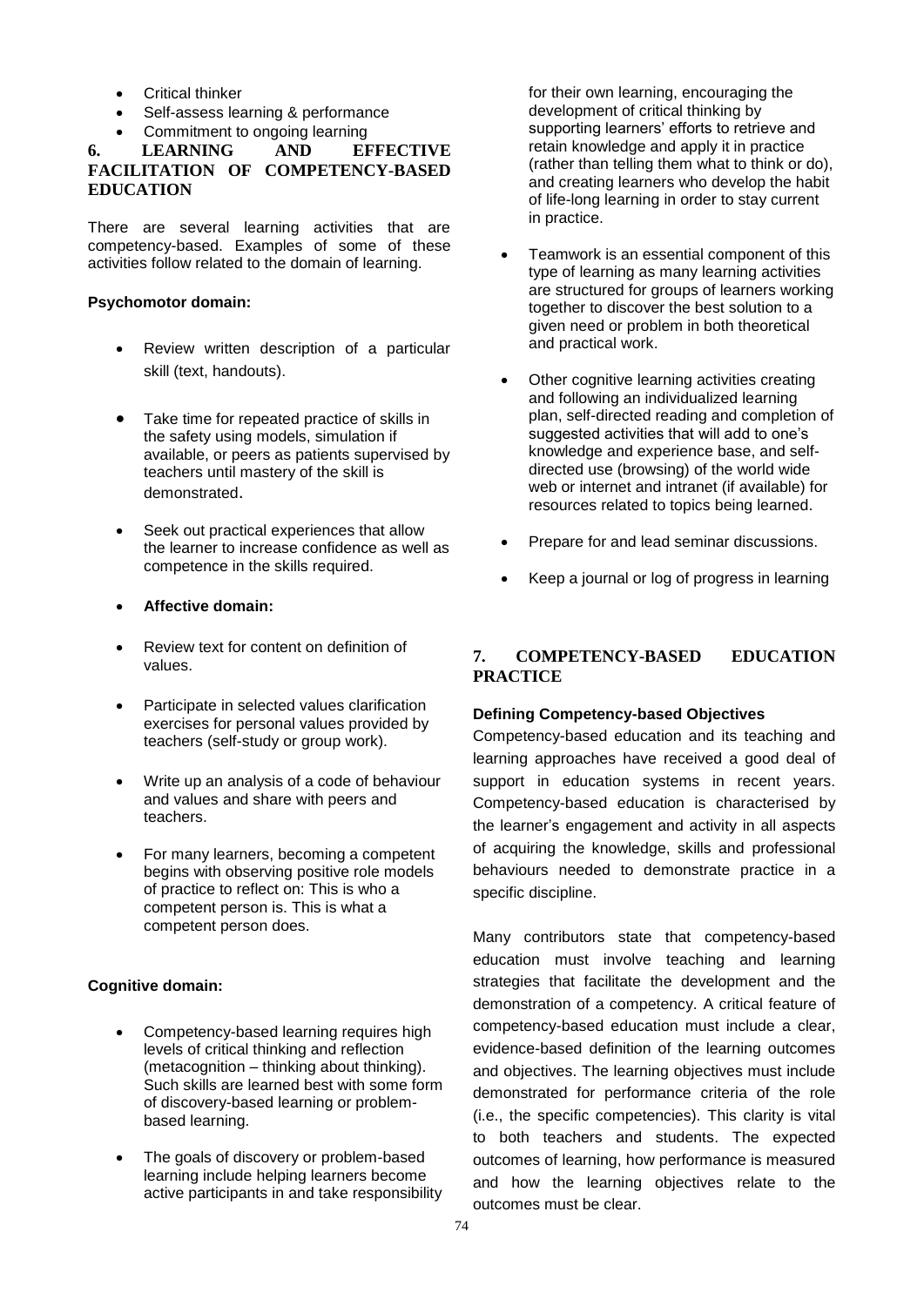- Critical thinker
- Self-assess learning & performance
- Commitment to ongoing learning

## 6. LEARNING AND EFFECTIVE FACILITATION OF COMPETENCY-BASED EDUCATION

There are several learning activities that are competency-based. Examples of some of these activities follow related to the domain of learning.

**Psychomotor domain:**

- Review written description of a particular skill (text, handouts).
- Take time for repeated practice of skills in the safety using models, simulation if available, or peers as patients supervised by teachers until mastery of the skill is demonstrated.
- Seek out practical experiences that allow the learner to increase confidence as well as competence in the skills required.
- **Affective domain:**
- Review text for content on definition of values.
- Participate in selected values clarification exercises for personal values provided by teachers (self-study or group work).
- Write up an analysis of a code of behaviour and values and share with peers and teachers.
- For many learners, becoming a competent begins with observing positive role models of practice to reflect on: This is who a competent person is. This is what a competent person does.

**Cognitive domain:**

- Competency-based learning requires high levels of critical thinking and reflection (metacognition – thinking about thinking). Such skills are learned best with some form of discovery-based learning or problem-based learning.
- The goals of discovery or problem-based learning include helping learners become active participants in and take responsibility for their own learning, encouraging the development of critical thinking by supporting learners' efforts to retrieve and retain knowledge and apply it in practice (rather than telling them what to think or do), and creating learners who develop the habit of life-long learning in order to stay current in practice.
- Teamwork is an essential component of this type of learning as many learning activities are structured for groups of learners working together to discover the best solution to a given need or problem in both theoretical and practical work.
- Other cognitive learning activities creating and following an individualized learning plan, self-directed reading and completion of suggested activities that will add to one's knowledge and experience base, and self-directed use (browsing) of the world wide web or internet and intranet (if available) for resources related to topics being learned.
- Prepare for and lead seminar discussions.
- Keep a journal or log of progress in learning

## 7. COMPETENCY-BASED EDUCATION PRACTICE

**Defining Competency-based Objectives**

Competency-based education and its teaching and learning approaches have received a good deal of support in education systems in recent years. Competency-based education is characterised by the learner's engagement and activity in all aspects of acquiring the knowledge, skills and professional behaviours needed to demonstrate practice in a specific discipline.

Many contributors state that competency-based education must involve teaching and learning strategies that facilitate the development and the demonstration of a competency. A critical feature of competency-based education must include a clear, evidence-based definition of the learning outcomes and objectives. The learning objectives must include demonstrated for performance criteria of the role (i.e., the specific competencies). This clarity is vital to both teachers and students. The expected outcomes of learning, how performance is measured and how the learning objectives relate to the outcomes must be clear.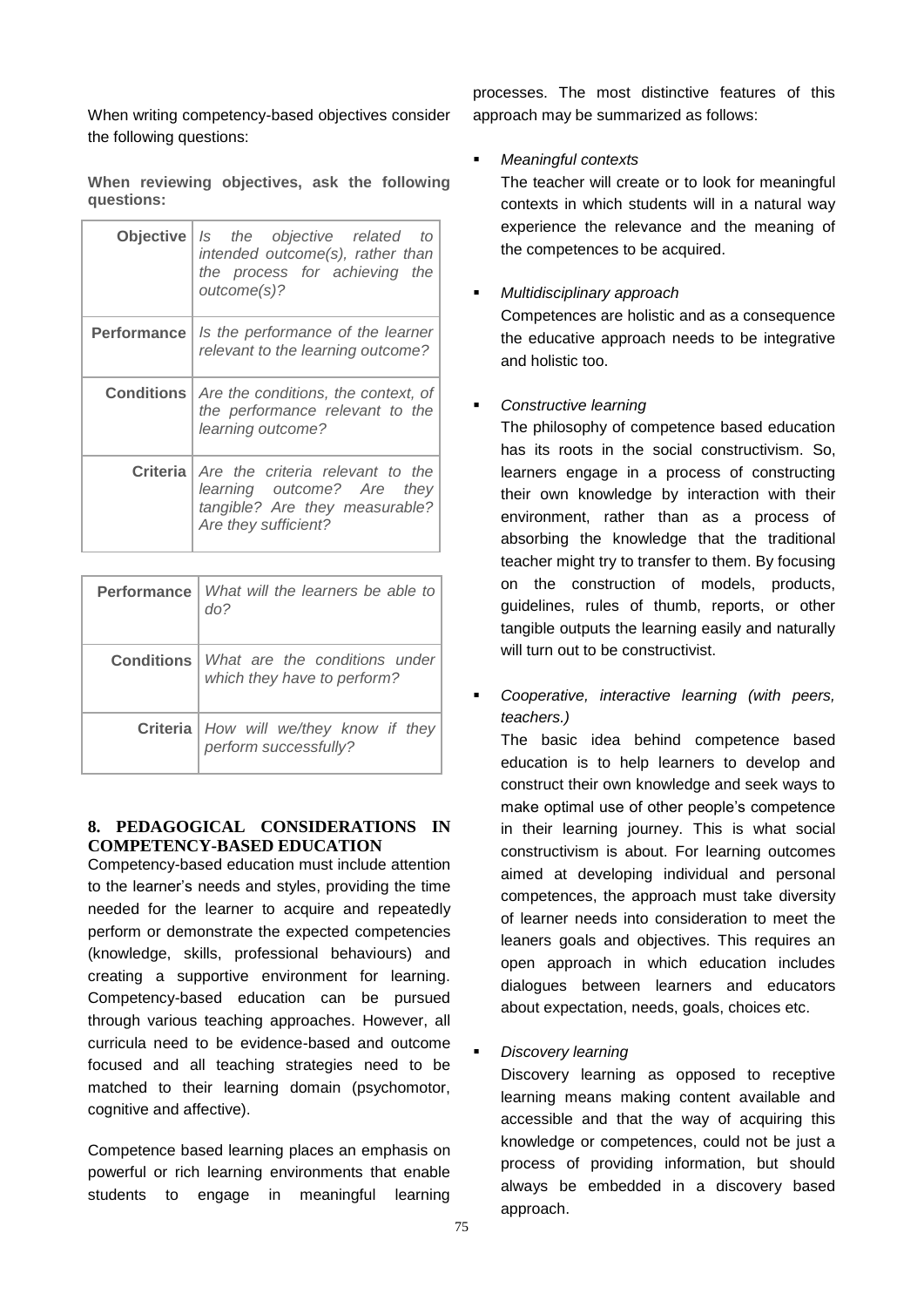When writing competency-based objectives consider the following questions:

**When reviewing objectives, ask the following questions:**

| | |
|---|---|
| **Objective** | *Is the objective related to intended outcome(s), rather than the process for achieving the outcome(s)?* |
| **Performance** | *Is the performance of the learner relevant to the learning outcome?* |
| **Conditions** | *Are the conditions, the context, of the performance relevant to the learning outcome?* |
| **Criteria** | *Are the criteria relevant to the learning outcome? Are they tangible? Are they measurable? Are they sufficient?* |

| | |
|---|---|
| **Performance** | *What will the learners be able to do?* |
| **Conditions** | *What are the conditions under which they have to perform?* |
| **Criteria** | *How will we/they know if they perform successfully?* |

## 8. PEDAGOGICAL CONSIDERATIONS IN COMPETENCY-BASED EDUCATION

Competency-based education must include attention to the learner's needs and styles, providing the time needed for the learner to acquire and repeatedly perform or demonstrate the expected competencies (knowledge, skills, professional behaviours) and creating a supportive environment for learning. Competency-based education can be pursued through various teaching approaches. However, all curricula need to be evidence-based and outcome focused and all teaching strategies need to be matched to their learning domain (psychomotor, cognitive and affective).

Competence based learning places an emphasis on powerful or rich learning environments that enable students to engage in meaningful learning processes. The most distinctive features of this approach may be summarized as follows:

- *Meaningful contexts*
  The teacher will create or to look for meaningful contexts in which students will in a natural way experience the relevance and the meaning of the competences to be acquired.

- *Multidisciplinary approach*
  Competences are holistic and as a consequence the educative approach needs to be integrative and holistic too.

- *Constructive learning*
  The philosophy of competence based education has its roots in the social constructivism. So, learners engage in a process of constructing their own knowledge by interaction with their environment, rather than as a process of absorbing the knowledge that the traditional teacher might try to transfer to them. By focusing on the construction of models, products, guidelines, rules of thumb, reports, or other tangible outputs the learning easily and naturally will turn out to be constructivist.

- *Cooperative, interactive learning (with peers, teachers.)*
  The basic idea behind competence based education is to help learners to develop and construct their own knowledge and seek ways to make optimal use of other people's competence in their learning journey. This is what social constructivism is about. For learning outcomes aimed at developing individual and personal competences, the approach must take diversity of learner needs into consideration to meet the leaners goals and objectives. This requires an open approach in which education includes dialogues between learners and educators about expectation, needs, goals, choices etc.

- *Discovery learning*
  Discovery learning as opposed to receptive learning means making content available and accessible and that the way of acquiring this knowledge or competences, could not be just a process of providing information, but should always be embedded in a discovery based approach.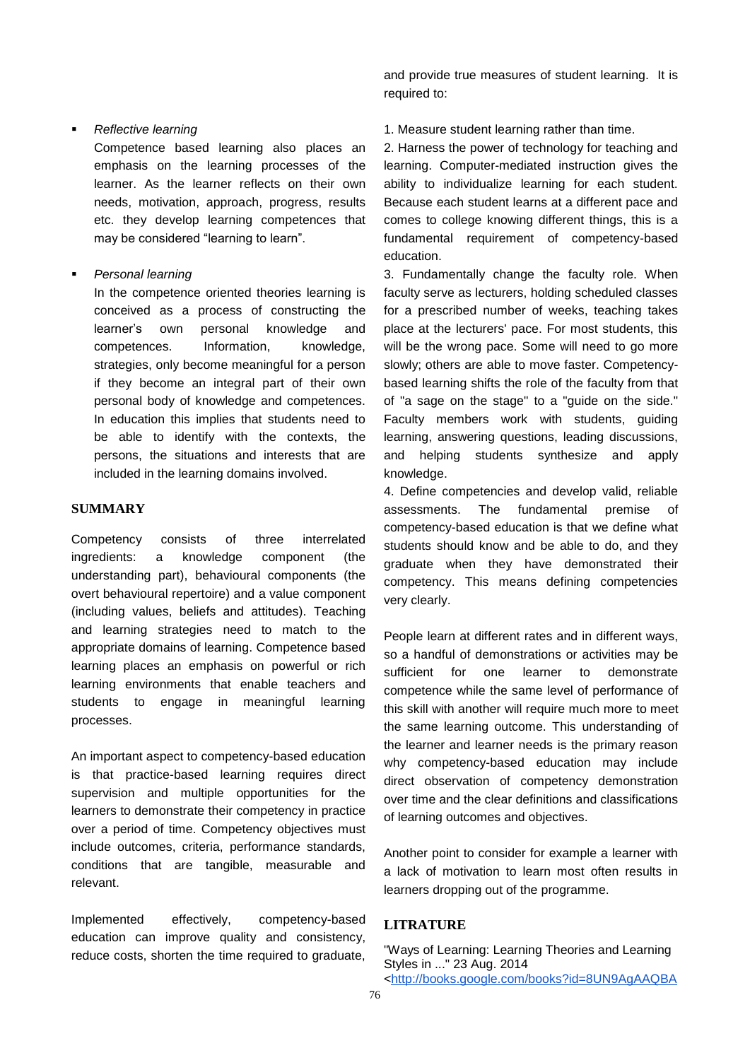- *Reflective learning*

  Competence based learning also places an emphasis on the learning processes of the learner. As the learner reflects on their own needs, motivation, approach, progress, results etc. they develop learning competences that may be considered "learning to learn".

- *Personal learning*

  In the competence oriented theories learning is conceived as a process of constructing the learner's own personal knowledge and competences. Information, knowledge, strategies, only become meaningful for a person if they become an integral part of their own personal body of knowledge and competences. In education this implies that students need to be able to identify with the contexts, the persons, the situations and interests that are included in the learning domains involved.

## SUMMARY

Competency consists of three interrelated ingredients: a knowledge component (the understanding part), behavioural components (the overt behavioural repertoire) and a value component (including values, beliefs and attitudes). Teaching and learning strategies need to match to the appropriate domains of learning. Competence based learning places an emphasis on powerful or rich learning environments that enable teachers and students to engage in meaningful learning processes.

An important aspect to competency-based education is that practice-based learning requires direct supervision and multiple opportunities for the learners to demonstrate their competency in practice over a period of time. Competency objectives must include outcomes, criteria, performance standards, conditions that are tangible, measurable and relevant.

Implemented effectively, competency-based education can improve quality and consistency, reduce costs, shorten the time required to graduate, and provide true measures of student learning. It is required to:

1. Measure student learning rather than time.
2. Harness the power of technology for teaching and learning. Computer-mediated instruction gives the ability to individualize learning for each student. Because each student learns at a different pace and comes to college knowing different things, this is a fundamental requirement of competency-based education.
3. Fundamentally change the faculty role. When faculty serve as lecturers, holding scheduled classes for a prescribed number of weeks, teaching takes place at the lecturers' pace. For most students, this will be the wrong pace. Some will need to go more slowly; others are able to move faster. Competency-based learning shifts the role of the faculty from that of "a sage on the stage" to a "guide on the side." Faculty members work with students, guiding learning, answering questions, leading discussions, and helping students synthesize and apply knowledge.
4. Define competencies and develop valid, reliable assessments. The fundamental premise of competency-based education is that we define what students should know and be able to do, and they graduate when they have demonstrated their competency. This means defining competencies very clearly.

People learn at different rates and in different ways, so a handful of demonstrations or activities may be sufficient for one learner to demonstrate competence while the same level of performance of this skill with another will require much more to meet the same learning outcome. This understanding of the learner and learner needs is the primary reason why competency-based education may include direct observation of competency demonstration over time and the clear definitions and classifications of learning outcomes and objectives.

Another point to consider for example a learner with a lack of motivation to learn most often results in learners dropping out of the programme.

## LITRATURE

"Ways of Learning: Learning Theories and Learning Styles in ..." 23 Aug. 2014 <http://books.google.com/books?id=8UN9AgAAQBA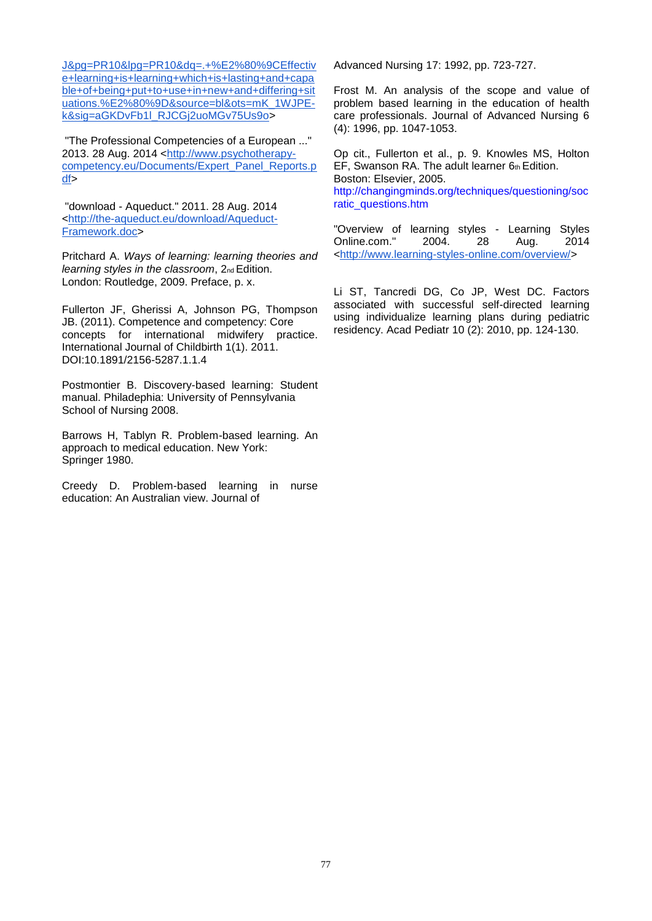J&pg=PR10&lpg=PR10&dq=.+%E2%80%9CEffective+learning+is+learning+which+is+lasting+and+capable+of+being+put+to+use+in+new+and+differing+situations.%E2%80%9D&source=bl&ots=mK_1WJPE-k&sig=aGKDvFb1l_RJCGj2uoMGv75Us9o>

"The Professional Competencies of a European ..." 2013. 28 Aug. 2014 <http://www.psychotherapy-competency.eu/Documents/Expert_Panel_Reports.pdf>

"download - Aqueduct." 2011. 28 Aug. 2014 <http://the-aqueduct.eu/download/Aqueduct-Framework.doc>

Pritchard A. *Ways of learning: learning theories and learning styles in the classroom*, 2nd Edition. London: Routledge, 2009. Preface, p. x.

Fullerton JF, Gherissi A, Johnson PG, Thompson JB. (2011). Competence and competency: Core concepts for international midwifery practice. International Journal of Childbirth 1(1). 2011. DOI:10.1891/2156-5287.1.1.4

Postmontier B. Discovery-based learning: Student manual. Philadephia: University of Pennsylvania School of Nursing 2008.

Barrows H, Tablyn R. Problem-based learning. An approach to medical education. New York: Springer 1980.

Creedy D. Problem-based learning in nurse education: An Australian view. Journal of Advanced Nursing 17: 1992, pp. 723-727.

Frost M. An analysis of the scope and value of problem based learning in the education of health care professionals. Journal of Advanced Nursing 6 (4): 1996, pp. 1047-1053.

Op cit., Fullerton et al., p. 9. Knowles MS, Holton EF, Swanson RA. The adult learner 6th Edition. Boston: Elsevier, 2005.
http://changingminds.org/techniques/questioning/socratic_questions.htm

"Overview of learning styles - Learning Styles Online.com." 2004. 28 Aug. 2014 <http://www.learning-styles-online.com/overview/>

Li ST, Tancredi DG, Co JP, West DC. Factors associated with successful self-directed learning using individualize learning plans during pediatric residency. Acad Pediatr 10 (2): 2010, pp. 124-130.